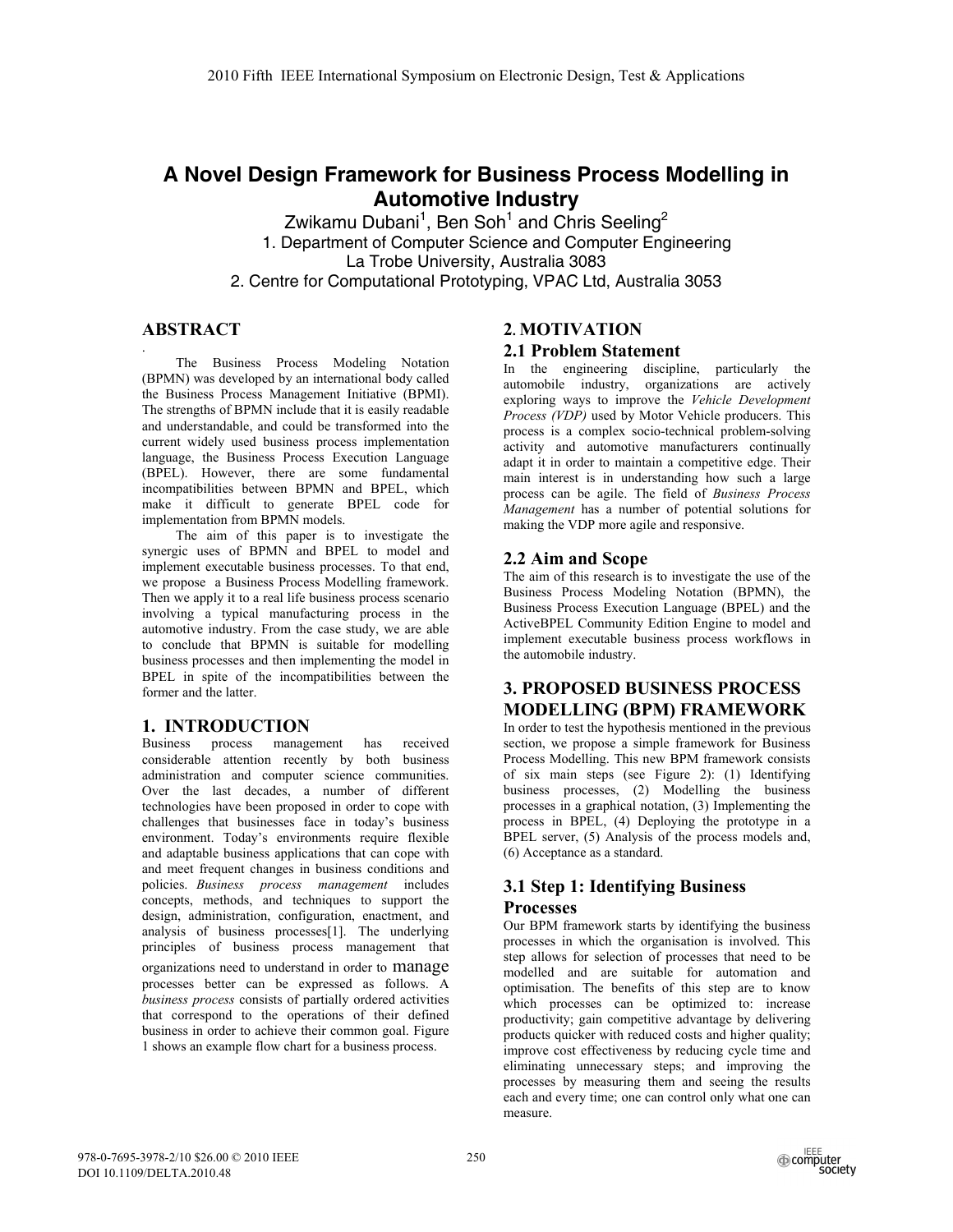# A Novel Design Framework for Business Process Modelling in Automotive Industry

Zwikamu Dubani[1], Ben Soh[1] and Chris Seeling[2]

1. Department of Computer Science and Computer Engineering La Trobe University, Australia 3083
2. Centre for Computational Prototyping, VPAC Ltd, Australia 3053

## ABSTRACT

The Business Process Modeling Notation (BPMN) was developed by an international body called the Business Process Management Initiative (BPMI). The strengths of BPMN include that it is easily readable and understandable, and could be transformed into the current widely used business process implementation language, the Business Process Execution Language (BPEL). However, there are some fundamental incompatibilities between BPMN and BPEL, which make it difficult to generate BPEL code for implementation from BPMN models.

The aim of this paper is to investigate the synergic uses of BPMN and BPEL to model and implement executable business processes. To that end, we propose a Business Process Modelling framework. Then we apply it to a real life business process scenario involving a typical manufacturing process in the automotive industry. From the case study, we are able to conclude that BPMN is suitable for modelling business processes and then implementing the model in BPEL in spite of the incompatibilities between the former and the latter.

## 1. INTRODUCTION

Business process management has received considerable attention recently by both business administration and computer science communities. Over the last decades, a number of different technologies have been proposed in order to cope with challenges that businesses face in today's business environment. Today's environments require flexible and adaptable business applications that can cope with and meet frequent changes in business conditions and policies. *Business process management* includes concepts, methods, and techniques to support the design, administration, configuration, enactment, and analysis of business processes[1]. The underlying principles of business process management that organizations need to understand in order to manage processes better can be expressed as follows. A *business process* consists of partially ordered activities that correspond to the operations of their defined business in order to achieve their common goal. Figure 1 shows an example flow chart for a business process.

## 2. MOTIVATION

### 2.1 Problem Statement

In the engineering discipline, particularly the automobile industry, organizations are actively exploring ways to improve the *Vehicle Development Process (VDP)* used by Motor Vehicle producers. This process is a complex socio-technical problem-solving activity and automotive manufacturers continually adapt it in order to maintain a competitive edge. Their main interest is in understanding how such a large process can be agile. The field of *Business Process Management* has a number of potential solutions for making the VDP more agile and responsive.

### 2.2 Aim and Scope

The aim of this research is to investigate the use of the Business Process Modeling Notation (BPMN), the Business Process Execution Language (BPEL) and the ActiveBPEL Community Edition Engine to model and implement executable business process workflows in the automobile industry.

## 3. PROPOSED BUSINESS PROCESS MODELLING (BPM) FRAMEWORK

In order to test the hypothesis mentioned in the previous section, we propose a simple framework for Business Process Modelling. This new BPM framework consists of six main steps (see Figure 2): (1) Identifying business processes, (2) Modelling the business processes in a graphical notation, (3) Implementing the process in BPEL, (4) Deploying the prototype in a BPEL server, (5) Analysis of the process models and, (6) Acceptance as a standard.

### 3.1 Step 1: Identifying Business Processes

Our BPM framework starts by identifying the business processes in which the organisation is involved. This step allows for selection of processes that need to be modelled and are suitable for automation and optimisation. The benefits of this step are to know which processes can be optimized to: increase productivity; gain competitive advantage by delivering products quicker with reduced costs and higher quality; improve cost effectiveness by reducing cycle time and eliminating unnecessary steps; and improving the processes by measuring them and seeing the results each and every time; one can control only what one can measure.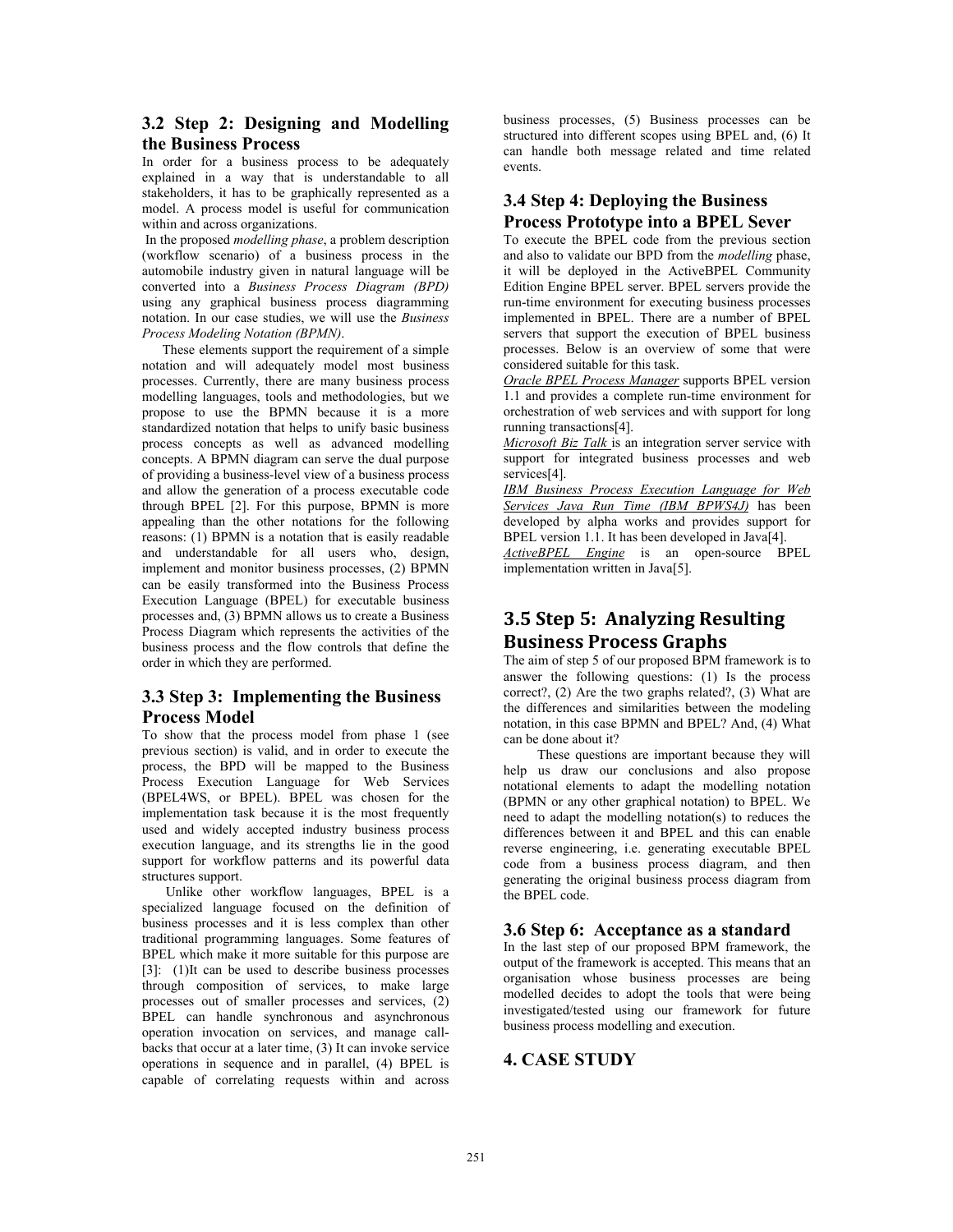### 3.2 Step 2: Designing and Modelling the Business Process

In order for a business process to be adequately explained in a way that is understandable to all stakeholders, it has to be graphically represented as a model. A process model is useful for communication within and across organizations.

In the proposed *modelling phase*, a problem description (workflow scenario) of a business process in the automobile industry given in natural language will be converted into a *Business Process Diagram (BPD)* using any graphical business process diagramming notation. In our case studies, we will use the *Business Process Modeling Notation (BPMN)*.

These elements support the requirement of a simple notation and will adequately model most business processes. Currently, there are many business process modelling languages, tools and methodologies, but we propose to use the BPMN because it is a more standardized notation that helps to unify basic business process concepts as well as advanced modelling concepts. A BPMN diagram can serve the dual purpose of providing a business-level view of a business process and allow the generation of a process executable code through BPEL [2]. For this purpose, BPMN is more appealing than the other notations for the following reasons: (1) BPMN is a notation that is easily readable and understandable for all users who, design, implement and monitor business processes, (2) BPMN can be easily transformed into the Business Process Execution Language (BPEL) for executable business processes and, (3) BPMN allows us to create a Business Process Diagram which represents the activities of the business process and the flow controls that define the order in which they are performed.

### 3.3 Step 3: Implementing the Business Process Model

To show that the process model from phase 1 (see previous section) is valid, and in order to execute the process, the BPD will be mapped to the Business Process Execution Language for Web Services (BPEL4WS, or BPEL). BPEL was chosen for the implementation task because it is the most frequently used and widely accepted industry business process execution language, and its strengths lie in the good support for workflow patterns and its powerful data structures support.

Unlike other workflow languages, BPEL is a specialized language focused on the definition of business processes and it is less complex than other traditional programming languages. Some features of BPEL which make it more suitable for this purpose are [3]: (1)It can be used to describe business processes through composition of services, to make large processes out of smaller processes and services, (2) BPEL can handle synchronous and asynchronous operation invocation on services, and manage call-backs that occur at a later time, (3) It can invoke service operations in sequence and in parallel, (4) BPEL is capable of correlating requests within and across business processes, (5) Business processes can be structured into different scopes using BPEL and, (6) It can handle both message related and time related events.

### 3.4 Step 4: Deploying the Business Process Prototype into a BPEL Sever

To execute the BPEL code from the previous section and also to validate our BPD from the *modelling* phase, it will be deployed in the ActiveBPEL Community Edition Engine BPEL server. BPEL servers provide the run-time environment for executing business processes implemented in BPEL. There are a number of BPEL servers that support the execution of BPEL business processes. Below is an overview of some that were considered suitable for this task.

*Oracle BPEL Process Manager* supports BPEL version 1.1 and provides a complete run-time environment for orchestration of web services and with support for long running transactions[4].

*Microsoft Biz Talk* is an integration server service with support for integrated business processes and web services[4].

*IBM Business Process Execution Language for Web Services Java Run Time (IBM BPWS4J)* has been developed by alpha works and provides support for BPEL version 1.1. It has been developed in Java[4].

*ActiveBPEL Engine* is an open-source BPEL implementation written in Java[5].

### 3.5 Step 5: Analyzing Resulting Business Process Graphs

The aim of step 5 of our proposed BPM framework is to answer the following questions: (1) Is the process correct?, (2) Are the two graphs related?, (3) What are the differences and similarities between the modeling notation, in this case BPMN and BPEL? And, (4) What can be done about it?

These questions are important because they will help us draw our conclusions and also propose notational elements to adapt the modelling notation (BPMN or any other graphical notation) to BPEL. We need to adapt the modelling notation(s) to reduces the differences between it and BPEL and this can enable reverse engineering, i.e. generating executable BPEL code from a business process diagram, and then generating the original business process diagram from the BPEL code.

### 3.6 Step 6: Acceptance as a standard

In the last step of our proposed BPM framework, the output of the framework is accepted. This means that an organisation whose business processes are being modelled decides to adopt the tools that were being investigated/tested using our framework for future business process modelling and execution.

## 4. CASE STUDY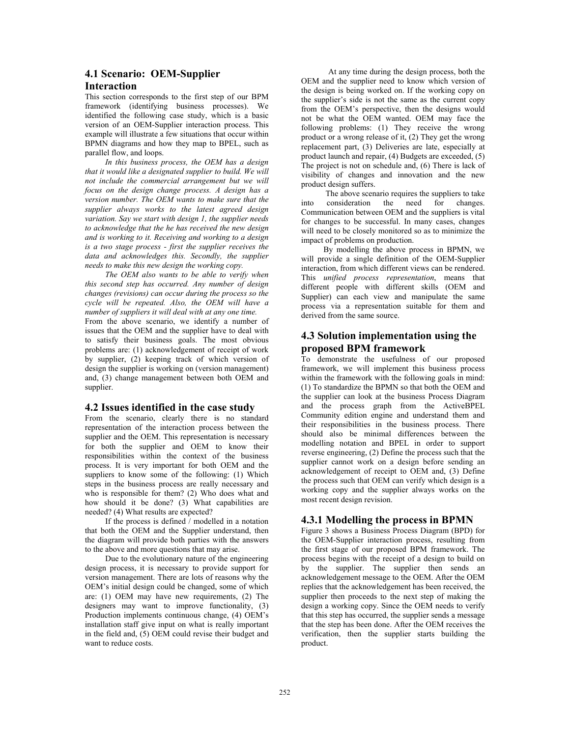## 4.1 Scenario: OEM-Supplier Interaction

This section corresponds to the first step of our BPM framework (identifying business processes). We identified the following case study, which is a basic version of an OEM-Supplier interaction process. This example will illustrate a few situations that occur within BPMN diagrams and how they map to BPEL, such as parallel flow, and loops.

*In this business process, the OEM has a design that it would like a designated supplier to build. We will not include the commercial arrangement but we will focus on the design change process. A design has a version number. The OEM wants to make sure that the supplier always works to the latest agreed design variation. Say we start with design 1, the supplier needs to acknowledge that the he has received the new design and is working to it. Receiving and working to a design is a two stage process - first the supplier receives the data and acknowledges this. Secondly, the supplier needs to make this new design the working copy.*

*The OEM also wants to be able to verify when this second step has occurred. Any number of design changes (revisions) can occur during the process so the cycle will be repeated. Also, the OEM will have a number of suppliers it will deal with at any one time.*

From the above scenario, we identify a number of issues that the OEM and the supplier have to deal with to satisfy their business goals. The most obvious problems are: (1) acknowledgement of receipt of work by supplier, (2) keeping track of which version of design the supplier is working on (version management) and, (3) change management between both OEM and supplier.

## 4.2 Issues identified in the case study

From the scenario, clearly there is no standard representation of the interaction process between the supplier and the OEM. This representation is necessary for both the supplier and OEM to know their responsibilities within the context of the business process. It is very important for both OEM and the suppliers to know some of the following: (1) Which steps in the business process are really necessary and who is responsible for them? (2) Who does what and how should it be done? (3) What capabilities are needed? (4) What results are expected?

If the process is defined / modelled in a notation that both the OEM and the Supplier understand, then the diagram will provide both parties with the answers to the above and more questions that may arise.

Due to the evolutionary nature of the engineering design process, it is necessary to provide support for version management. There are lots of reasons why the OEM's initial design could be changed, some of which are: (1) OEM may have new requirements, (2) The designers may want to improve functionality, (3) Production implements continuous change, (4) OEM's installation staff give input on what is really important in the field and, (5) OEM could revise their budget and want to reduce costs.

At any time during the design process, both the OEM and the supplier need to know which version of the design is being worked on. If the working copy on the supplier's side is not the same as the current copy from the OEM's perspective, then the designs would not be what the OEM wanted. OEM may face the following problems: (1) They receive the wrong product or a wrong release of it, (2) They get the wrong replacement part, (3) Deliveries are late, especially at product launch and repair, (4) Budgets are exceeded, (5) The project is not on schedule and, (6) There is lack of visibility of changes and innovation and the new product design suffers.

The above scenario requires the suppliers to take into consideration the need for changes. Communication between OEM and the suppliers is vital for changes to be successful. In many cases, changes will need to be closely monitored so as to minimize the impact of problems on production.

By modelling the above process in BPMN, we will provide a single definition of the OEM-Supplier interaction, from which different views can be rendered. This *unified process representation*, means that different people with different skills (OEM and Supplier) can each view and manipulate the same process via a representation suitable for them and derived from the same source.

## 4.3 Solution implementation using the proposed BPM framework

To demonstrate the usefulness of our proposed framework, we will implement this business process within the framework with the following goals in mind: (1) To standardize the BPMN so that both the OEM and the supplier can look at the business Process Diagram and the process graph from the ActiveBPEL Community edition engine and understand them and their responsibilities in the business process. There should also be minimal differences between the modelling notation and BPEL in order to support reverse engineering, (2) Define the process such that the supplier cannot work on a design before sending an acknowledgement of receipt to OEM and, (3) Define the process such that OEM can verify which design is a working copy and the supplier always works on the most recent design revision.

### 4.3.1 Modelling the process in BPMN

Figure 3 shows a Business Process Diagram (BPD) for the OEM-Supplier interaction process, resulting from the first stage of our proposed BPM framework. The process begins with the receipt of a design to build on by the supplier. The supplier then sends an acknowledgement message to the OEM. After the OEM replies that the acknowledgement has been received, the supplier then proceeds to the next step of making the design a working copy. Since the OEM needs to verify that this step has occurred, the supplier sends a message that the step has been done. After the OEM receives the verification, then the supplier starts building the product.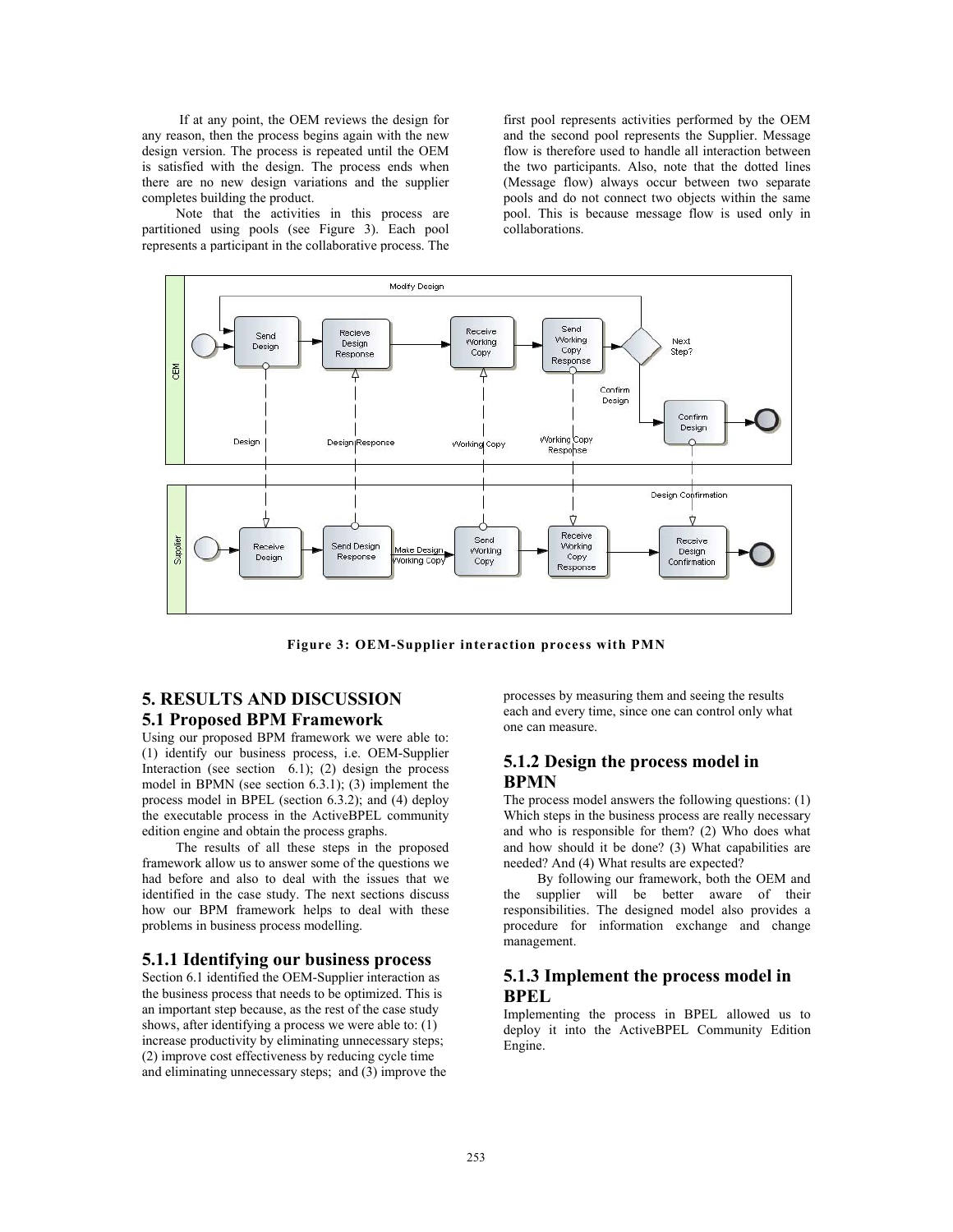If at any point, the OEM reviews the design for any reason, then the process begins again with the new design version. The process is repeated until the OEM is satisfied with the design. The process ends when there are no new design variations and the supplier completes building the product.

Note that the activities in this process are partitioned using pools (see Figure 3). Each pool represents a participant in the collaborative process. The first pool represents activities performed by the OEM and the second pool represents the Supplier. Message flow is therefore used to handle all interaction between the two participants. Also, note that the dotted lines (Message flow) always occur between two separate pools and do not connect two objects within the same pool. This is because message flow is used only in collaborations.

Modify Design

OEM

Send Design

Recieve Design Response

Receive Working Copy

Send Working Copy Response

Next Step?

Confirm Design

Confirm Design

Design

Design Response

Working Copy

Working Copy Response

Design Confirmation

Supplier

Receive Design

Send Design Response

Make Design Working Copy

Send Working Copy

Receive Working Copy Response

Receive Design Confirmation

**Figure 3: OEM-Supplier interaction process with PMN**

## 5. RESULTS AND DISCUSSION

### 5.1 Proposed BPM Framework

Using our proposed BPM framework we were able to: (1) identify our business process, i.e. OEM-Supplier Interaction (see section 6.1); (2) design the process model in BPMN (see section 6.3.1); (3) implement the process model in BPEL (section 6.3.2); and (4) deploy the executable process in the ActiveBPEL community edition engine and obtain the process graphs.

The results of all these steps in the proposed framework allow us to answer some of the questions we had before and also to deal with the issues that we identified in the case study. The next sections discuss how our BPM framework helps to deal with these problems in business process modelling.

### 5.1.1 Identifying our business process

Section 6.1 identified the OEM-Supplier interaction as the business process that needs to be optimized. This is an important step because, as the rest of the case study shows, after identifying a process we were able to: (1) increase productivity by eliminating unnecessary steps; (2) improve cost effectiveness by reducing cycle time and eliminating unnecessary steps; and (3) improve the processes by measuring them and seeing the results each and every time, since one can control only what one can measure.

### 5.1.2 Design the process model in BPMN

The process model answers the following questions: (1) Which steps in the business process are really necessary and who is responsible for them? (2) Who does what and how should it be done? (3) What capabilities are needed? And (4) What results are expected?

By following our framework, both the OEM and the supplier will be better aware of their responsibilities. The designed model also provides a procedure for information exchange and change management.

### 5.1.3 Implement the process model in BPEL

Implementing the process in BPEL allowed us to deploy it into the ActiveBPEL Community Edition Engine.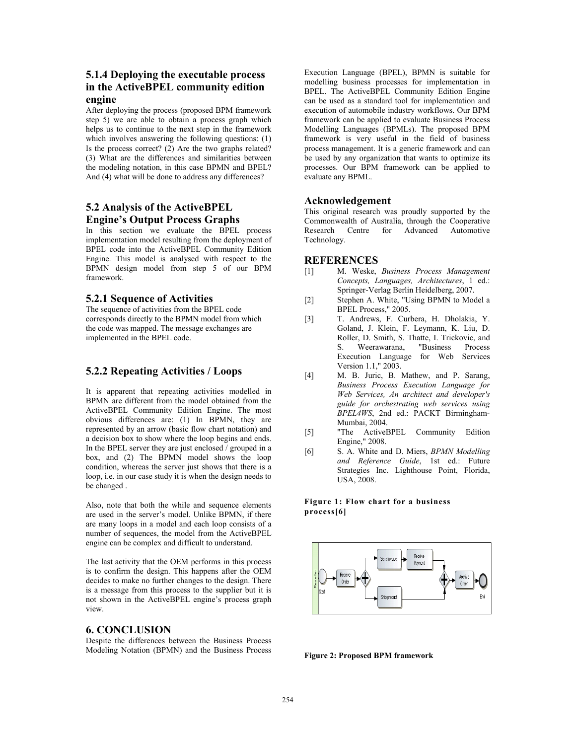### 5.1.4 Deploying the executable process in the ActiveBPEL community edition engine

After deploying the process (proposed BPM framework step 5) we are able to obtain a process graph which helps us to continue to the next step in the framework which involves answering the following questions: (1) Is the process correct? (2) Are the two graphs related? (3) What are the differences and similarities between the modeling notation, in this case BPMN and BPEL? And (4) what will be done to address any differences?

## 5.2 Analysis of the ActiveBPEL Engine's Output Process Graphs

In this section we evaluate the BPEL process implementation model resulting from the deployment of BPEL code into the ActiveBPEL Community Edition Engine. This model is analysed with respect to the BPMN design model from step 5 of our BPM framework.

### 5.2.1 Sequence of Activities

The sequence of activities from the BPEL code corresponds directly to the BPMN model from which the code was mapped. The message exchanges are implemented in the BPEL code.

### 5.2.2 Repeating Activities / Loops

It is apparent that repeating activities modelled in BPMN are different from the model obtained from the ActiveBPEL Community Edition Engine. The most obvious differences are: (1) In BPMN, they are represented by an arrow (basic flow chart notation) and a decision box to show where the loop begins and ends. In the BPEL server they are just enclosed / grouped in a box, and (2) The BPMN model shows the loop condition, whereas the server just shows that there is a loop, i.e. in our case study it is when the design needs to be changed .

Also, note that both the while and sequence elements are used in the server's model. Unlike BPMN, if there are many loops in a model and each loop consists of a number of sequences, the model from the ActiveBPEL engine can be complex and difficult to understand.

The last activity that the OEM performs in this process is to confirm the design. This happens after the OEM decides to make no further changes to the design. There is a message from this process to the supplier but it is not shown in the ActiveBPEL engine's process graph view.

## 6. CONCLUSION

Despite the differences between the Business Process Modeling Notation (BPMN) and the Business Process Execution Language (BPEL), BPMN is suitable for modelling business processes for implementation in BPEL. The ActiveBPEL Community Edition Engine can be used as a standard tool for implementation and execution of automobile industry workflows. Our BPM framework can be applied to evaluate Business Process Modelling Languages (BPMLs). The proposed BPM framework is very useful in the field of business process management. It is a generic framework and can be used by any organization that wants to optimize its processes. Our BPM framework can be applied to evaluate any BPML.

## Acknowledgement

This original research was proudly supported by the Commonwealth of Australia, through the Cooperative Research Centre for Advanced Automotive Technology.

## REFERENCES

[1] M. Weske, *Business Process Management Concepts, Languages, Architectures*, 1 ed.: Springer-Verlag Berlin Heidelberg, 2007.

[2] Stephen A. White, "Using BPMN to Model a BPEL Process," 2005.

[3] T. Andrews, F. Curbera, H. Dholakia, Y. Goland, J. Klein, F. Leymann, K. Liu, D. Roller, D. Smith, S. Thatte, I. Trickovic, and S. Weerawarana, "Business Process Execution Language for Web Services Version 1.1," 2003.

[4] M. B. Juric, B. Mathew, and P. Sarang, *Business Process Execution Language for Web Services, An architect and developer's guide for orchestrating web services using BPEL4WS*, 2nd ed.: PACKT Birmingham-Mumbai, 2004.

[5] "The ActiveBPEL Community Edition Engine," 2008.

[6] S. A. White and D. Miers, *BPMN Modelling and Reference Guide*, 1st ed.: Future Strategies Inc. Lighthouse Point, Florida, USA, 2008.

**Figure 1: Flow chart for a business process[6]**

Reseller
Start
Receive Order
Send Invoice
Receive Payment
Ship product
Archive Order
End

**Figure 2: Proposed BPM framework**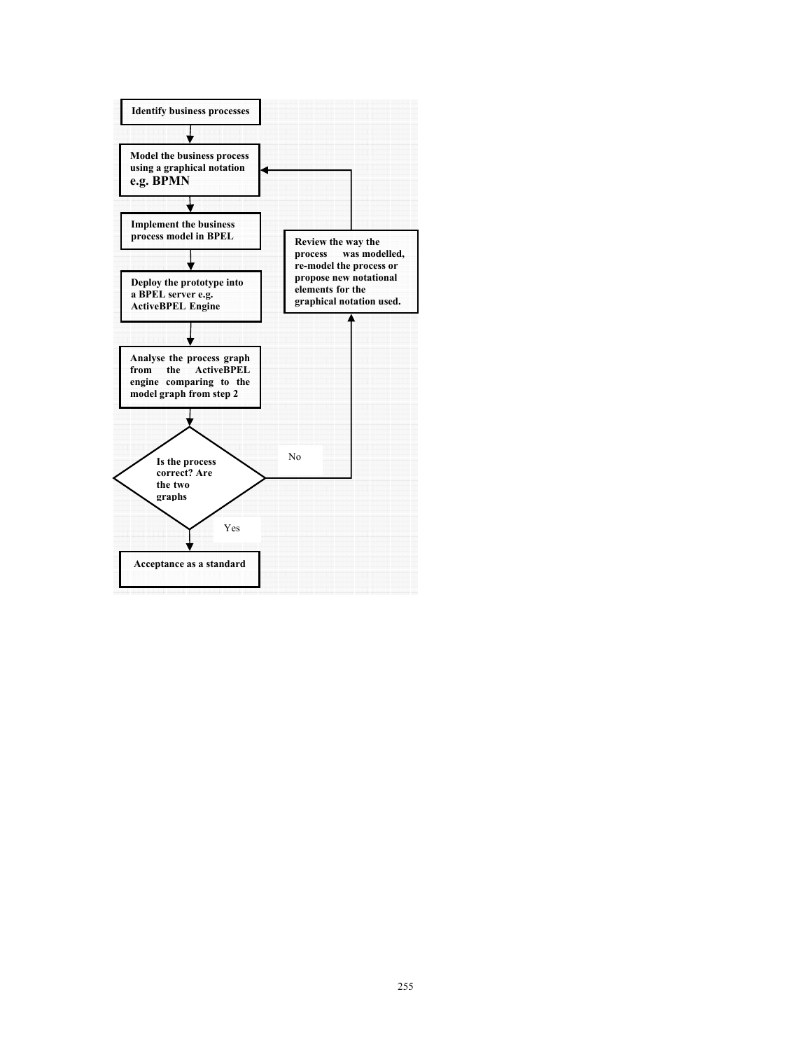Identify business processes

Model the business process using a graphical notation e.g. BPMN

Implement the business process model in BPEL

Deploy the prototype into a BPEL server e.g. ActiveBPEL Engine

Analyse the process graph from the ActiveBPEL engine comparing to the model graph from step 2

Is the process correct? Are the two graphs

No

Yes

Review the way the process was modelled, re-model the process or propose new notational elements for the graphical notation used.

Acceptance as a standard